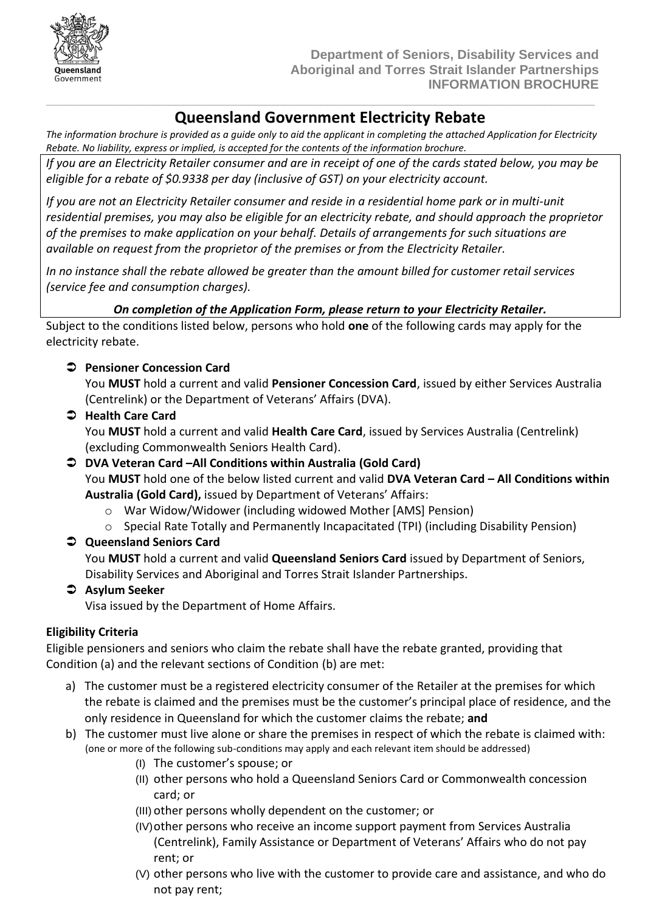Department of Seniors, Disability Services and Aboriginal and Torres Strait Islander Partnerships
**INFORMATION BROCHURE**

# Queensland Government Electricity Rebate

*The information brochure is provided as a guide only to aid the applicant in completing the attached Application for Electricity Rebate. No liability, express or implied, is accepted for the contents of the information brochure.*

*If you are an Electricity Retailer consumer and are in receipt of one of the cards stated below, you may be eligible for a rebate of $0.9338 per day (inclusive of GST) on your electricity account.*

*If you are not an Electricity Retailer consumer and reside in a residential home park or in multi-unit residential premises, you may also be eligible for an electricity rebate, and should approach the proprietor of the premises to make application on your behalf. Details of arrangements for such situations are available on request from the proprietor of the premises or from the Electricity Retailer.*

*In no instance shall the rebate allowed be greater than the amount billed for customer retail services (service fee and consumption charges).*

***On completion of the Application Form, please return to your Electricity Retailer.***

Subject to the conditions listed below, persons who hold **one** of the following cards may apply for the electricity rebate.

- **Pensioner Concession Card**
  You **MUST** hold a current and valid **Pensioner Concession Card**, issued by either Services Australia (Centrelink) or the Department of Veterans' Affairs (DVA).
- **Health Care Card**
  You **MUST** hold a current and valid **Health Care Card**, issued by Services Australia (Centrelink) (excluding Commonwealth Seniors Health Card).
- **DVA Veteran Card –All Conditions within Australia (Gold Card)**
  You **MUST** hold one of the below listed current and valid **DVA Veteran Card – All Conditions within Australia (Gold Card),** issued by Department of Veterans' Affairs:
  - War Widow/Widower (including widowed Mother [AMS] Pension)
  - Special Rate Totally and Permanently Incapacitated (TPI) (including Disability Pension)
- **Queensland Seniors Card**
  You **MUST** hold a current and valid **Queensland Seniors Card** issued by Department of Seniors, Disability Services and Aboriginal and Torres Strait Islander Partnerships.
- **Asylum Seeker**
  Visa issued by the Department of Home Affairs.

**Eligibility Criteria**

Eligible pensioners and seniors who claim the rebate shall have the rebate granted, providing that Condition (a) and the relevant sections of Condition (b) are met:

a) The customer must be a registered electricity consumer of the Retailer at the premises for which the rebate is claimed and the premises must be the customer's principal place of residence, and the only residence in Queensland for which the customer claims the rebate; **and**

b) The customer must live alone or share the premises in respect of which the rebate is claimed with:
(one or more of the following sub-conditions may apply and each relevant item should be addressed)

   (I) The customer's spouse; or
   (II) other persons who hold a Queensland Seniors Card or Commonwealth concession card; or
   (III) other persons wholly dependent on the customer; or
   (IV) other persons who receive an income support payment from Services Australia (Centrelink), Family Assistance or Department of Veterans' Affairs who do not pay rent; or
   (V) other persons who live with the customer to provide care and assistance, and who do not pay rent;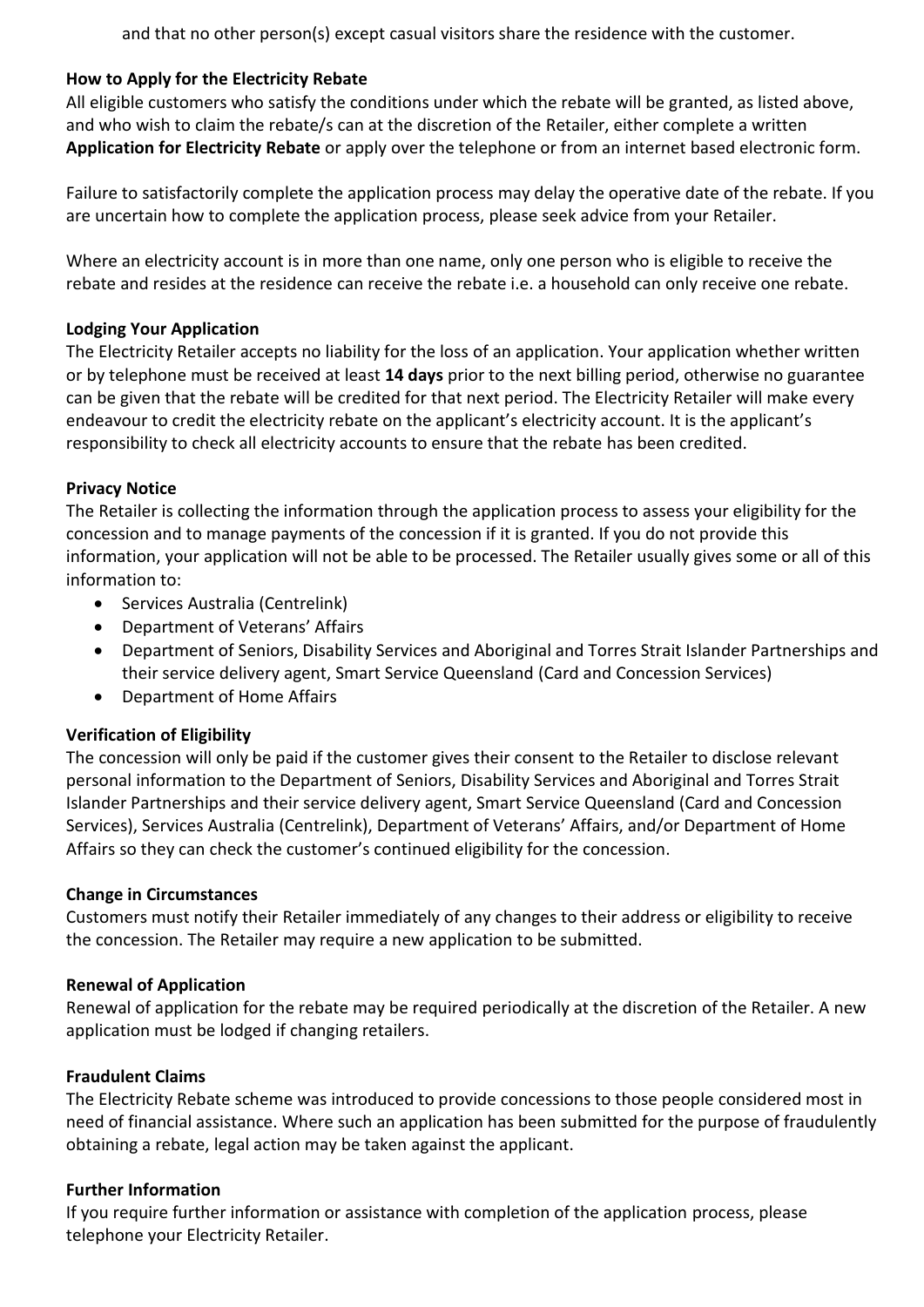and that no other person(s) except casual visitors share the residence with the customer.

**How to Apply for the Electricity Rebate**

All eligible customers who satisfy the conditions under which the rebate will be granted, as listed above, and who wish to claim the rebate/s can at the discretion of the Retailer, either complete a written **Application for Electricity Rebate** or apply over the telephone or from an internet based electronic form.

Failure to satisfactorily complete the application process may delay the operative date of the rebate. If you are uncertain how to complete the application process, please seek advice from your Retailer.

Where an electricity account is in more than one name, only one person who is eligible to receive the rebate and resides at the residence can receive the rebate i.e. a household can only receive one rebate.

**Lodging Your Application**

The Electricity Retailer accepts no liability for the loss of an application. Your application whether written or by telephone must be received at least **14 days** prior to the next billing period, otherwise no guarantee can be given that the rebate will be credited for that next period. The Electricity Retailer will make every endeavour to credit the electricity rebate on the applicant's electricity account. It is the applicant's responsibility to check all electricity accounts to ensure that the rebate has been credited.

**Privacy Notice**

The Retailer is collecting the information through the application process to assess your eligibility for the concession and to manage payments of the concession if it is granted. If you do not provide this information, your application will not be able to be processed. The Retailer usually gives some or all of this information to:

- Services Australia (Centrelink)
- Department of Veterans' Affairs
- Department of Seniors, Disability Services and Aboriginal and Torres Strait Islander Partnerships and their service delivery agent, Smart Service Queensland (Card and Concession Services)
- Department of Home Affairs

**Verification of Eligibility**

The concession will only be paid if the customer gives their consent to the Retailer to disclose relevant personal information to the Department of Seniors, Disability Services and Aboriginal and Torres Strait Islander Partnerships and their service delivery agent, Smart Service Queensland (Card and Concession Services), Services Australia (Centrelink), Department of Veterans' Affairs, and/or Department of Home Affairs so they can check the customer's continued eligibility for the concession.

**Change in Circumstances**

Customers must notify their Retailer immediately of any changes to their address or eligibility to receive the concession. The Retailer may require a new application to be submitted.

**Renewal of Application**

Renewal of application for the rebate may be required periodically at the discretion of the Retailer. A new application must be lodged if changing retailers.

**Fraudulent Claims**

The Electricity Rebate scheme was introduced to provide concessions to those people considered most in need of financial assistance. Where such an application has been submitted for the purpose of fraudulently obtaining a rebate, legal action may be taken against the applicant.

**Further Information**

If you require further information or assistance with completion of the application process, please telephone your Electricity Retailer.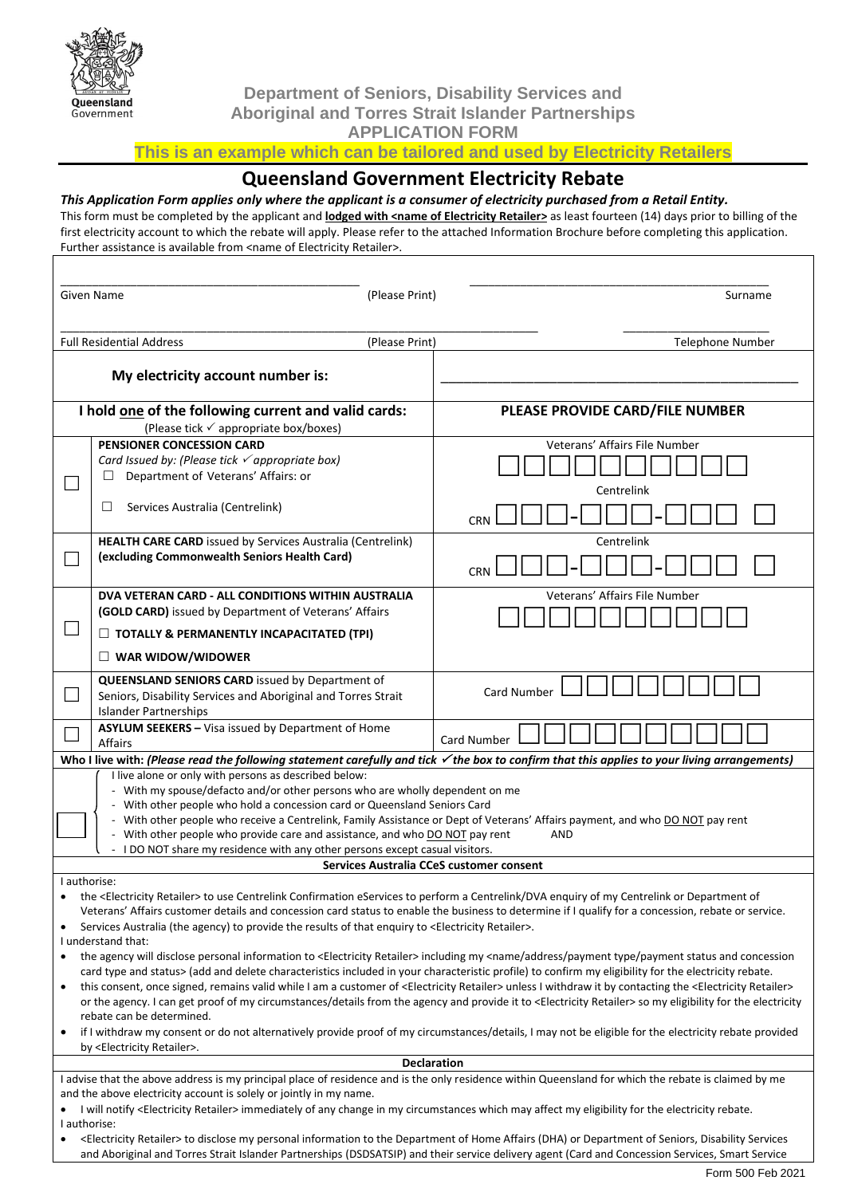Queensland Government

**Department of Seniors, Disability Services and Aboriginal and Torres Strait Islander Partnerships**
**APPLICATION FORM**

**This is an example which can be tailored and used by Electricity Retailers**

# Queensland Government Electricity Rebate

***This Application Form applies only where the applicant is a consumer of electricity purchased from a Retail Entity.***

This form must be completed by the applicant and **lodged with <name of Electricity Retailer>** as least fourteen (14) days prior to billing of the first electricity account to which the rebate will apply. Please refer to the attached Information Brochure before completing this application. Further assistance is available from <name of Electricity Retailer>.

| | |
|---|---|
| Given Name (Please Print) ______________________ | Surname ______________________ |
| Full Residential Address (Please Print) ______________________ | Telephone Number ______________________ |
| **My electricity account number is:** | ______________________ |

| | **I hold one of the following current and valid cards:** (Please tick ✓ appropriate box/boxes) | **PLEASE PROVIDE CARD/FILE NUMBER** |
|---|---|---|
| ☐ | **PENSIONER CONCESSION CARD**<br>*Card Issued by: (Please tick ✓ appropriate box)*<br>☐ Department of Veterans' Affairs: or<br>☐ Services Australia (Centrelink) | Veterans' Affairs File Number ☐☐☐☐☐☐☐☐☐<br>Centrelink<br>CRN ☐☐☐-☐☐☐-☐☐☐ ☐ |
| ☐ | **HEALTH CARE CARD** issued by Services Australia (Centrelink) **(excluding Commonwealth Seniors Health Card)** | Centrelink<br>CRN ☐☐☐-☐☐☐-☐☐☐ ☐ |
| ☐ | **DVA VETERAN CARD - ALL CONDITIONS WITHIN AUSTRALIA (GOLD CARD)** issued by Department of Veterans' Affairs<br>☐ **TOTALLY & PERMANENTLY INCAPACITATED (TPI)**<br>☐ **WAR WIDOW/WIDOWER** | Veterans' Affairs File Number ☐☐☐☐☐☐☐☐☐ |
| ☐ | **QUEENSLAND SENIORS CARD** issued by Department of Seniors, Disability Services and Aboriginal and Torres Strait Islander Partnerships | Card Number ☐☐☐☐☐☐☐☐ |
| ☐ | **ASYLUM SEEKERS –** Visa issued by Department of Home Affairs | Card Number ☐☐☐☐☐☐☐☐☐ |

**Who I live with:** ***(Please read the following statement carefully and tick ✓ the box to confirm that this applies to your living arrangements)***

☐ I live alone or only with persons as described below:

- With my spouse/defacto and/or other persons who are wholly dependent on me
- With other people who hold a concession card or Queensland Seniors Card
- With other people who receive a Centrelink, Family Assistance or Dept of Veterans' Affairs payment, and who DO NOT pay rent
- With other people who provide care and assistance, and who DO NOT pay rent AND
- I DO NOT share my residence with any other persons except casual visitors.

**Services Australia CCeS customer consent**

I authorise:

- the <Electricity Retailer> to use Centrelink Confirmation eServices to perform a Centrelink/DVA enquiry of my Centrelink or Department of Veterans' Affairs customer details and concession card status to enable the business to determine if I qualify for a concession, rebate or service.
- Services Australia (the agency) to provide the results of that enquiry to <Electricity Retailer>.

I understand that:

- the agency will disclose personal information to <Electricity Retailer> including my <name/address/payment type/payment status and concession card type and status> (add and delete characteristics included in your characteristic profile) to confirm my eligibility for the electricity rebate.
- this consent, once signed, remains valid while I am a customer of <Electricity Retailer> unless I withdraw it by contacting the <Electricity Retailer> or the agency. I can get proof of my circumstances/details from the agency and provide it to <Electricity Retailer> so my eligibility for the electricity rebate can be determined.
- if I withdraw my consent or do not alternatively provide proof of my circumstances/details, I may not be eligible for the electricity rebate provided by <Electricity Retailer>.

**Declaration**

I advise that the above address is my principal place of residence and is the only residence within Queensland for which the rebate is claimed by me and the above electricity account is solely or jointly in my name.

- I will notify <Electricity Retailer> immediately of any change in my circumstances which may affect my eligibility for the electricity rebate.

I authorise:

- <Electricity Retailer> to disclose my personal information to the Department of Home Affairs (DHA) or Department of Seniors, Disability Services and Aboriginal and Torres Strait Islander Partnerships (DSDSATSIP) and their service delivery agent (Card and Concession Services, Smart Service

Form 500 Feb 2021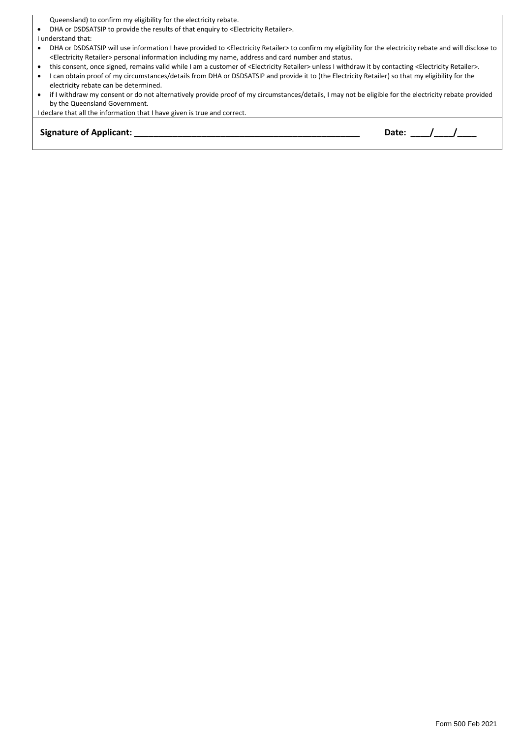Queensland) to confirm my eligibility for the electricity rebate.

- DHA or DSDSATSIP to provide the results of that enquiry to <Electricity Retailer>.

I understand that:

- DHA or DSDSATSIP will use information I have provided to <Electricity Retailer> to confirm my eligibility for the electricity rebate and will disclose to <Electricity Retailer> personal information including my name, address and card number and status.
- this consent, once signed, remains valid while I am a customer of <Electricity Retailer> unless I withdraw it by contacting <Electricity Retailer>.
- I can obtain proof of my circumstances/details from DHA or DSDSATSIP and provide it to (the Electricity Retailer) so that my eligibility for the electricity rebate can be determined.
- if I withdraw my consent or do not alternatively provide proof of my circumstances/details, I may not be eligible for the electricity rebate provided by the Queensland Government.

I declare that all the information that I have given is true and correct.

**Signature of Applicant: ______________________________________________** **Date: ____/____/____**

Form 500 Feb 2021